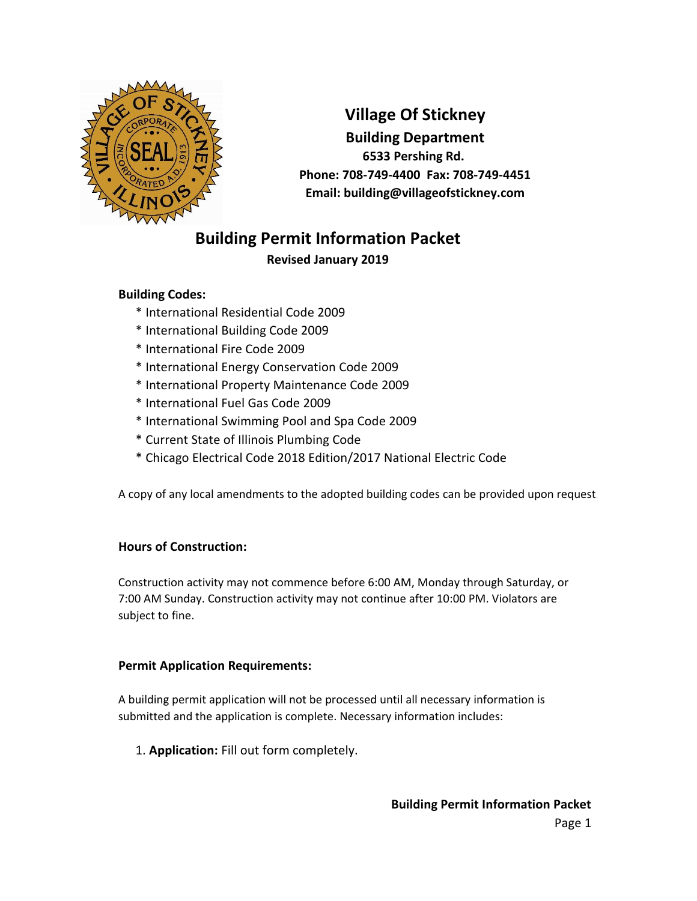# Village Of Stickney

## Building Department

**6533 Pershing Rd.**
**Phone: 708-749-4400 Fax: 708-749-4451**
**Email: building@villageofstickney.com**

## Building Permit Information Packet

**Revised January 2019**

### Building Codes:

* International Residential Code 2009
* International Building Code 2009
* International Fire Code 2009
* International Energy Conservation Code 2009
* International Property Maintenance Code 2009
* International Fuel Gas Code 2009
* International Swimming Pool and Spa Code 2009
* Current State of Illinois Plumbing Code
* Chicago Electrical Code 2018 Edition/2017 National Electric Code

A copy of any local amendments to the adopted building codes can be provided upon request.

### Hours of Construction:

Construction activity may not commence before 6:00 AM, Monday through Saturday, or 7:00 AM Sunday. Construction activity may not continue after 10:00 PM. Violators are subject to fine.

### Permit Application Requirements:

A building permit application will not be processed until all necessary information is submitted and the application is complete. Necessary information includes:

1. **Application:** Fill out form completely.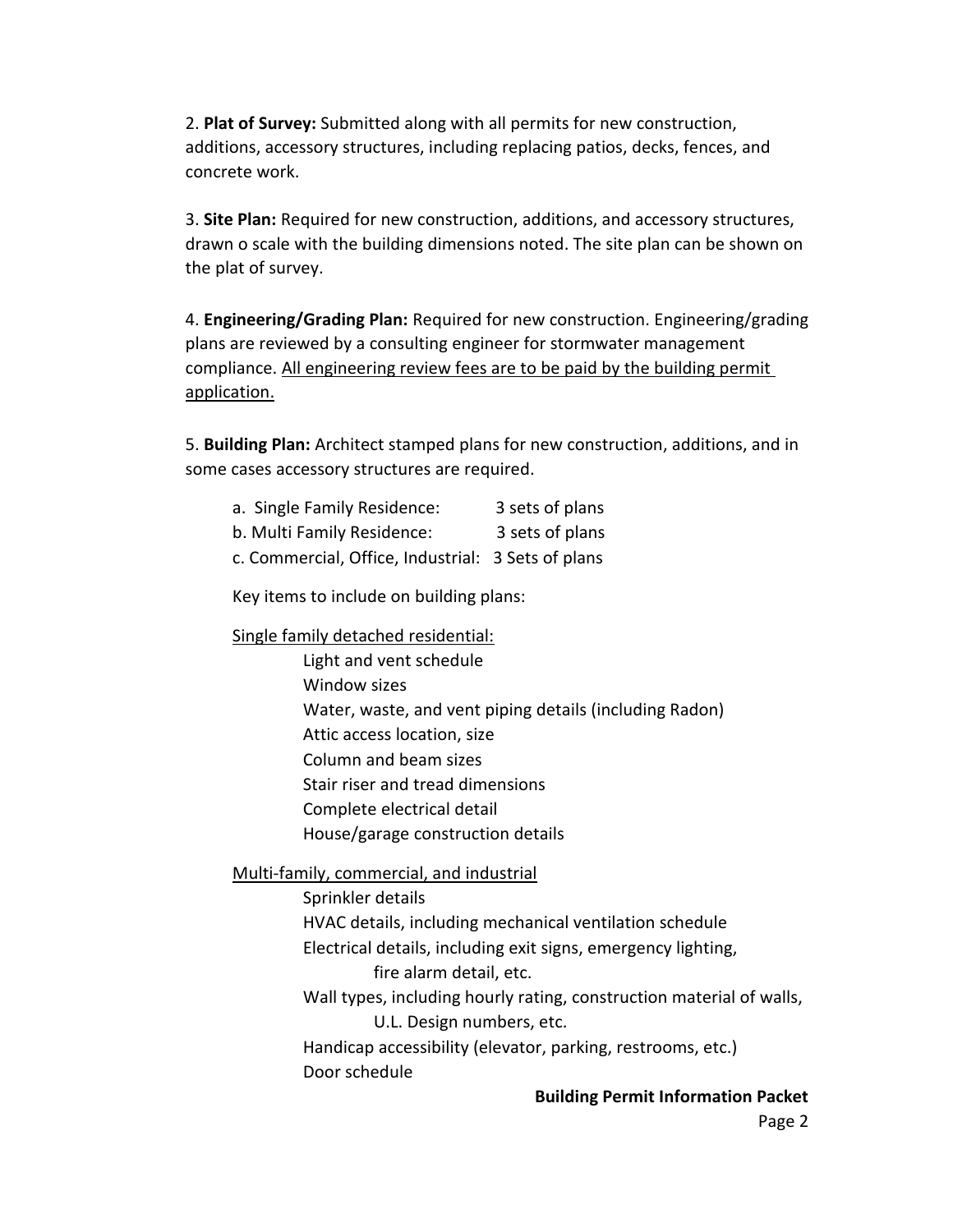2. **Plat of Survey:** Submitted along with all permits for new construction, additions, accessory structures, including replacing patios, decks, fences, and concrete work.

3. **Site Plan:** Required for new construction, additions, and accessory structures, drawn o scale with the building dimensions noted. The site plan can be shown on the plat of survey.

4. **Engineering/Grading Plan:** Required for new construction. Engineering/grading plans are reviewed by a consulting engineer for stormwater management compliance. <u>All engineering review fees are to be paid by the building permit application.</u>

5. **Building Plan:** Architect stamped plans for new construction, additions, and in some cases accessory structures are required.

a. Single Family Residence: 3 sets of plans
b. Multi Family Residence: 3 sets of plans
c. Commercial, Office, Industrial: 3 Sets of plans

Key items to include on building plans:

<u>Single family detached residential:</u>

- Light and vent schedule
- Window sizes
- Water, waste, and vent piping details (including Radon)
- Attic access location, size
- Column and beam sizes
- Stair riser and tread dimensions
- Complete electrical detail
- House/garage construction details

<u>Multi-family, commercial, and industrial</u>

- Sprinkler details
- HVAC details, including mechanical ventilation schedule
- Electrical details, including exit signs, emergency lighting, fire alarm detail, etc.
- Wall types, including hourly rating, construction material of walls, U.L. Design numbers, etc.
- Handicap accessibility (elevator, parking, restrooms, etc.)
- Door schedule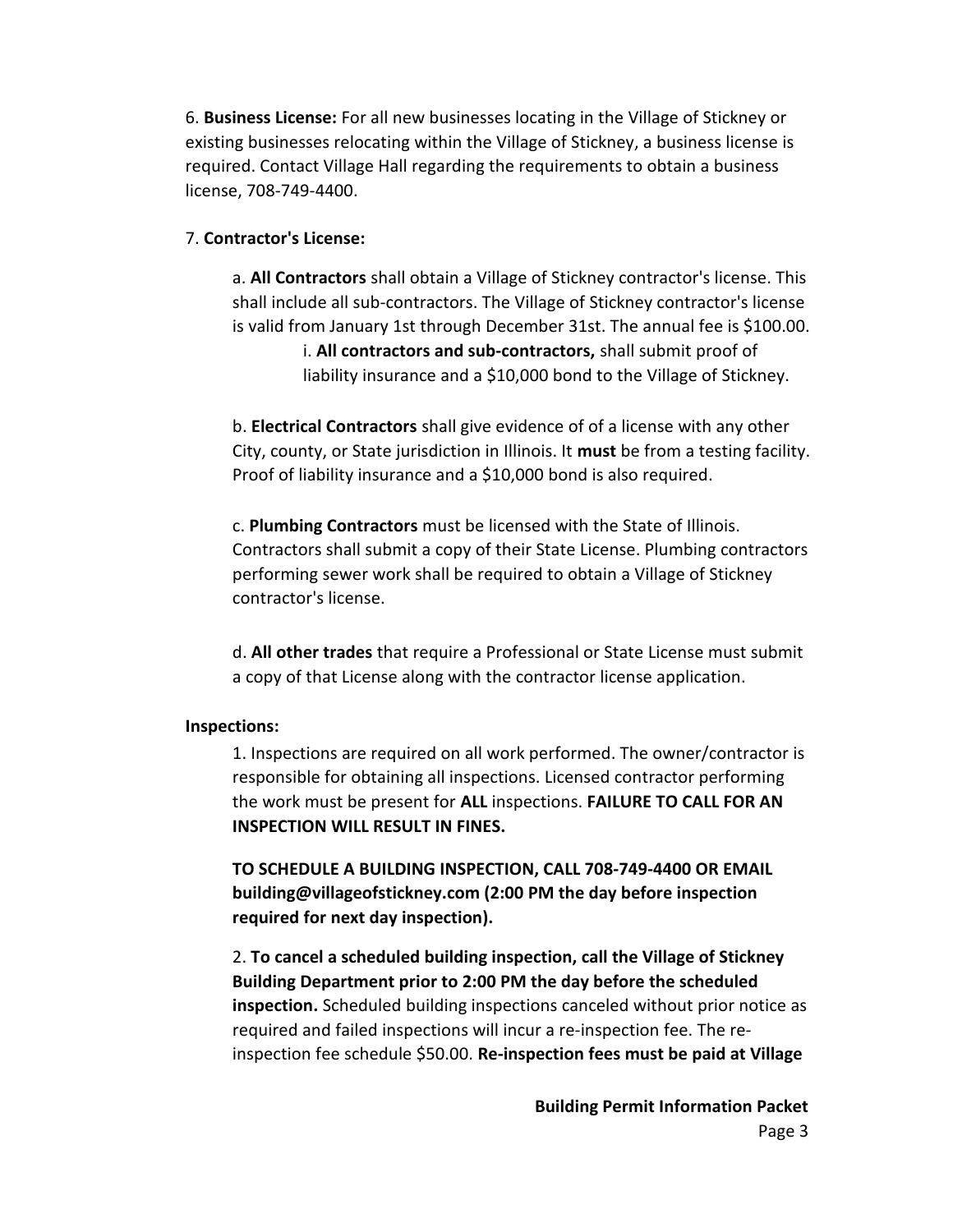6. **Business License:** For all new businesses locating in the Village of Stickney or existing businesses relocating within the Village of Stickney, a business license is required. Contact Village Hall regarding the requirements to obtain a business license, 708-749-4400.

7. **Contractor's License:**

a. **All Contractors** shall obtain a Village of Stickney contractor's license. This shall include all sub-contractors. The Village of Stickney contractor's license is valid from January 1st through December 31st. The annual fee is $100.00.

i. **All contractors and sub-contractors,** shall submit proof of liability insurance and a $10,000 bond to the Village of Stickney.

b. **Electrical Contractors** shall give evidence of of a license with any other City, county, or State jurisdiction in Illinois. It **must** be from a testing facility. Proof of liability insurance and a $10,000 bond is also required.

c. **Plumbing Contractors** must be licensed with the State of Illinois. Contractors shall submit a copy of their State License. Plumbing contractors performing sewer work shall be required to obtain a Village of Stickney contractor's license.

d. **All other trades** that require a Professional or State License must submit a copy of that License along with the contractor license application.

**Inspections:**

1. Inspections are required on all work performed. The owner/contractor is responsible for obtaining all inspections. Licensed contractor performing the work must be present for **ALL** inspections. **FAILURE TO CALL FOR AN INSPECTION WILL RESULT IN FINES.**

**TO SCHEDULE A BUILDING INSPECTION, CALL 708-749-4400 OR EMAIL building@villageofstickney.com (2:00 PM the day before inspection required for next day inspection).**

2. **To cancel a scheduled building inspection, call the Village of Stickney Building Department prior to 2:00 PM the day before the scheduled inspection.** Scheduled building inspections canceled without prior notice as required and failed inspections will incur a re-inspection fee. The re-inspection fee schedule $50.00. **Re-inspection fees must be paid at Village**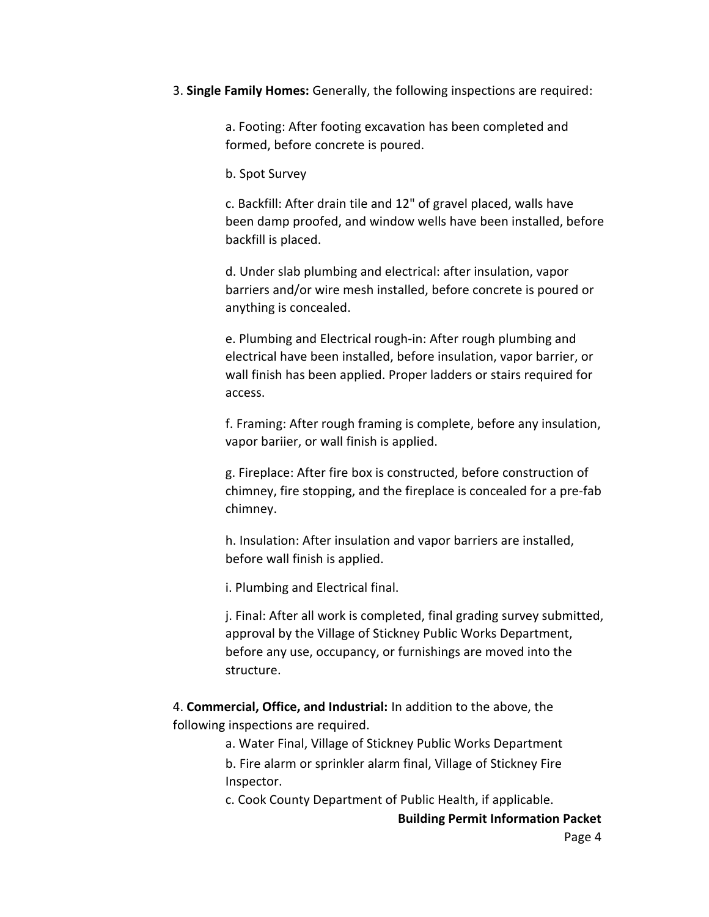3. **Single Family Homes:** Generally, the following inspections are required:

a. Footing: After footing excavation has been completed and formed, before concrete is poured.

b. Spot Survey

c. Backfill: After drain tile and 12" of gravel placed, walls have been damp proofed, and window wells have been installed, before backfill is placed.

d. Under slab plumbing and electrical: after insulation, vapor barriers and/or wire mesh installed, before concrete is poured or anything is concealed.

e. Plumbing and Electrical rough-in: After rough plumbing and electrical have been installed, before insulation, vapor barrier, or wall finish has been applied. Proper ladders or stairs required for access.

f. Framing: After rough framing is complete, before any insulation, vapor bariier, or wall finish is applied.

g. Fireplace: After fire box is constructed, before construction of chimney, fire stopping, and the fireplace is concealed for a pre-fab chimney.

h. Insulation: After insulation and vapor barriers are installed, before wall finish is applied.

i. Plumbing and Electrical final.

j. Final: After all work is completed, final grading survey submitted, approval by the Village of Stickney Public Works Department, before any use, occupancy, or furnishings are moved into the structure.

4. **Commercial, Office, and Industrial:** In addition to the above, the following inspections are required.

a. Water Final, Village of Stickney Public Works Department

b. Fire alarm or sprinkler alarm final, Village of Stickney Fire Inspector.

c. Cook County Department of Public Health, if applicable.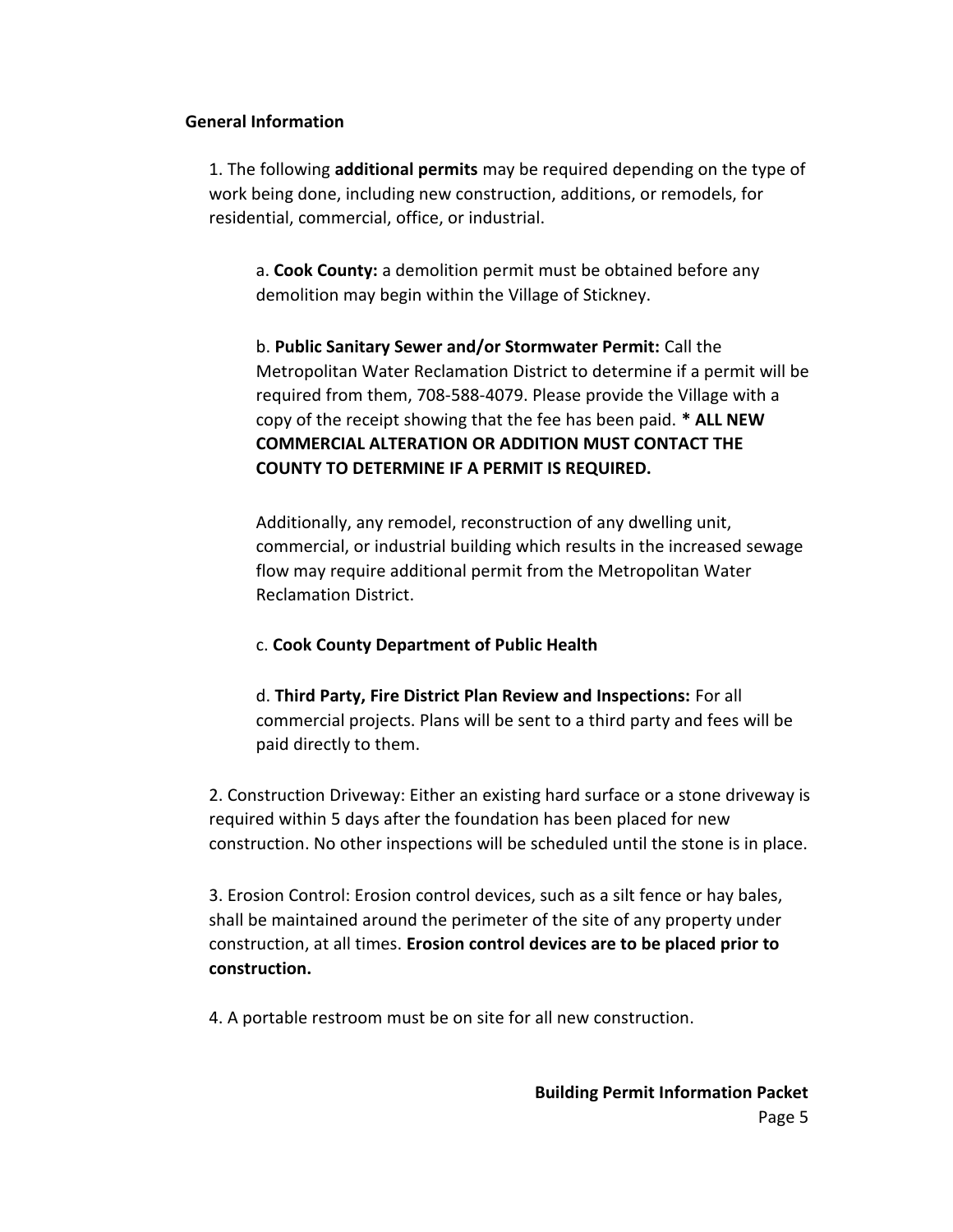**General Information**

1. The following **additional permits** may be required depending on the type of work being done, including new construction, additions, or remodels, for residential, commercial, office, or industrial.

   a. **Cook County:** a demolition permit must be obtained before any demolition may begin within the Village of Stickney.

   b. **Public Sanitary Sewer and/or Stormwater Permit:** Call the Metropolitan Water Reclamation District to determine if a permit will be required from them, 708-588-4079. Please provide the Village with a copy of the receipt showing that the fee has been paid. **\* ALL NEW COMMERCIAL ALTERATION OR ADDITION MUST CONTACT THE COUNTY TO DETERMINE IF A PERMIT IS REQUIRED.**

   Additionally, any remodel, reconstruction of any dwelling unit, commercial, or industrial building which results in the increased sewage flow may require additional permit from the Metropolitan Water Reclamation District.

   c. **Cook County Department of Public Health**

   d. **Third Party, Fire District Plan Review and Inspections:** For all commercial projects. Plans will be sent to a third party and fees will be paid directly to them.

2. Construction Driveway: Either an existing hard surface or a stone driveway is required within 5 days after the foundation has been placed for new construction. No other inspections will be scheduled until the stone is in place.

3. Erosion Control: Erosion control devices, such as a silt fence or hay bales, shall be maintained around the perimeter of the site of any property under construction, at all times. **Erosion control devices are to be placed prior to construction.**

4. A portable restroom must be on site for all new construction.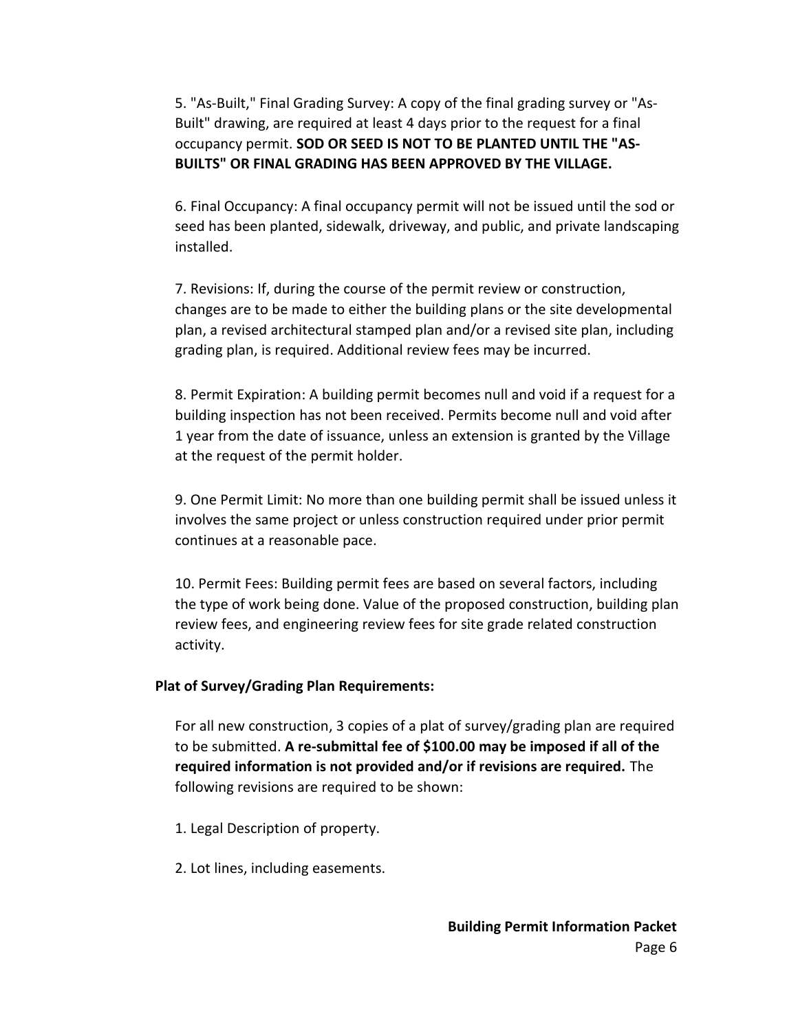5. "As-Built," Final Grading Survey: A copy of the final grading survey or "As-Built" drawing, are required at least 4 days prior to the request for a final occupancy permit. **SOD OR SEED IS NOT TO BE PLANTED UNTIL THE "AS-BUILTS" OR FINAL GRADING HAS BEEN APPROVED BY THE VILLAGE.**

6. Final Occupancy: A final occupancy permit will not be issued until the sod or seed has been planted, sidewalk, driveway, and public, and private landscaping installed.

7. Revisions: If, during the course of the permit review or construction, changes are to be made to either the building plans or the site developmental plan, a revised architectural stamped plan and/or a revised site plan, including grading plan, is required. Additional review fees may be incurred.

8. Permit Expiration: A building permit becomes null and void if a request for a building inspection has not been received. Permits become null and void after 1 year from the date of issuance, unless an extension is granted by the Village at the request of the permit holder.

9. One Permit Limit: No more than one building permit shall be issued unless it involves the same project or unless construction required under prior permit continues at a reasonable pace.

10. Permit Fees: Building permit fees are based on several factors, including the type of work being done. Value of the proposed construction, building plan review fees, and engineering review fees for site grade related construction activity.

**Plat of Survey/Grading Plan Requirements:**

For all new construction, 3 copies of a plat of survey/grading plan are required to be submitted. **A re-submittal fee of $100.00 may be imposed if all of the required information is not provided and/or if revisions are required.** The following revisions are required to be shown:

1. Legal Description of property.

2. Lot lines, including easements.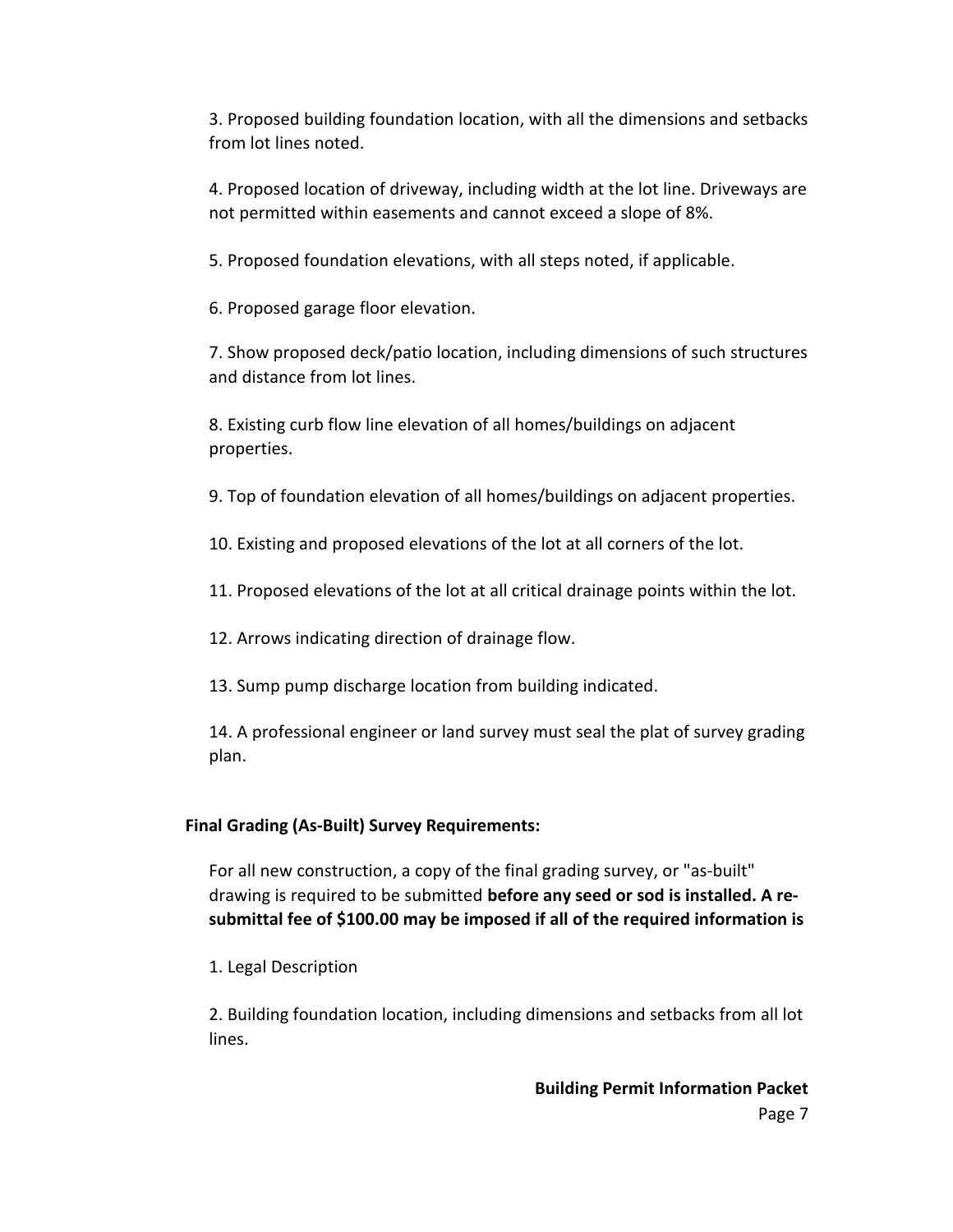3. Proposed building foundation location, with all the dimensions and setbacks from lot lines noted.

4. Proposed location of driveway, including width at the lot line. Driveways are not permitted within easements and cannot exceed a slope of 8%.

5. Proposed foundation elevations, with all steps noted, if applicable.

6. Proposed garage floor elevation.

7. Show proposed deck/patio location, including dimensions of such structures and distance from lot lines.

8. Existing curb flow line elevation of all homes/buildings on adjacent properties.

9. Top of foundation elevation of all homes/buildings on adjacent properties.

10. Existing and proposed elevations of the lot at all corners of the lot.

11. Proposed elevations of the lot at all critical drainage points within the lot.

12. Arrows indicating direction of drainage flow.

13. Sump pump discharge location from building indicated.

14. A professional engineer or land survey must seal the plat of survey grading plan.

**Final Grading (As-Built) Survey Requirements:**

For all new construction, a copy of the final grading survey, or "as-built" drawing is required to be submitted **before any seed or sod is installed. A re-submittal fee of $100.00 may be imposed if all of the required information is**

1. Legal Description

2. Building foundation location, including dimensions and setbacks from all lot lines.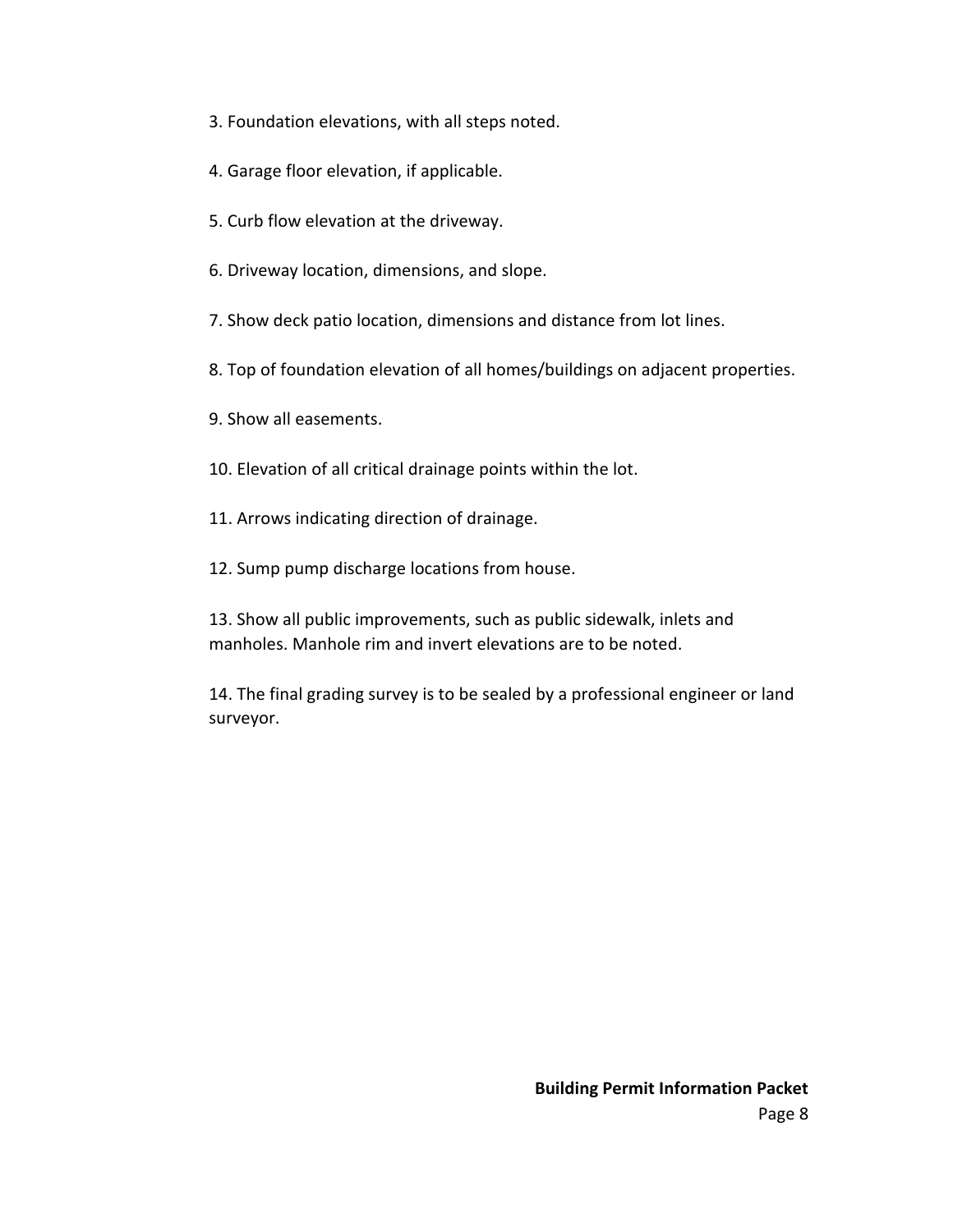3. Foundation elevations, with all steps noted.

4. Garage floor elevation, if applicable.

5. Curb flow elevation at the driveway.

6. Driveway location, dimensions, and slope.

7. Show deck patio location, dimensions and distance from lot lines.

8. Top of foundation elevation of all homes/buildings on adjacent properties.

9. Show all easements.

10. Elevation of all critical drainage points within the lot.

11. Arrows indicating direction of drainage.

12. Sump pump discharge locations from house.

13. Show all public improvements, such as public sidewalk, inlets and manholes. Manhole rim and invert elevations are to be noted.

14. The final grading survey is to be sealed by a professional engineer or land surveyor.